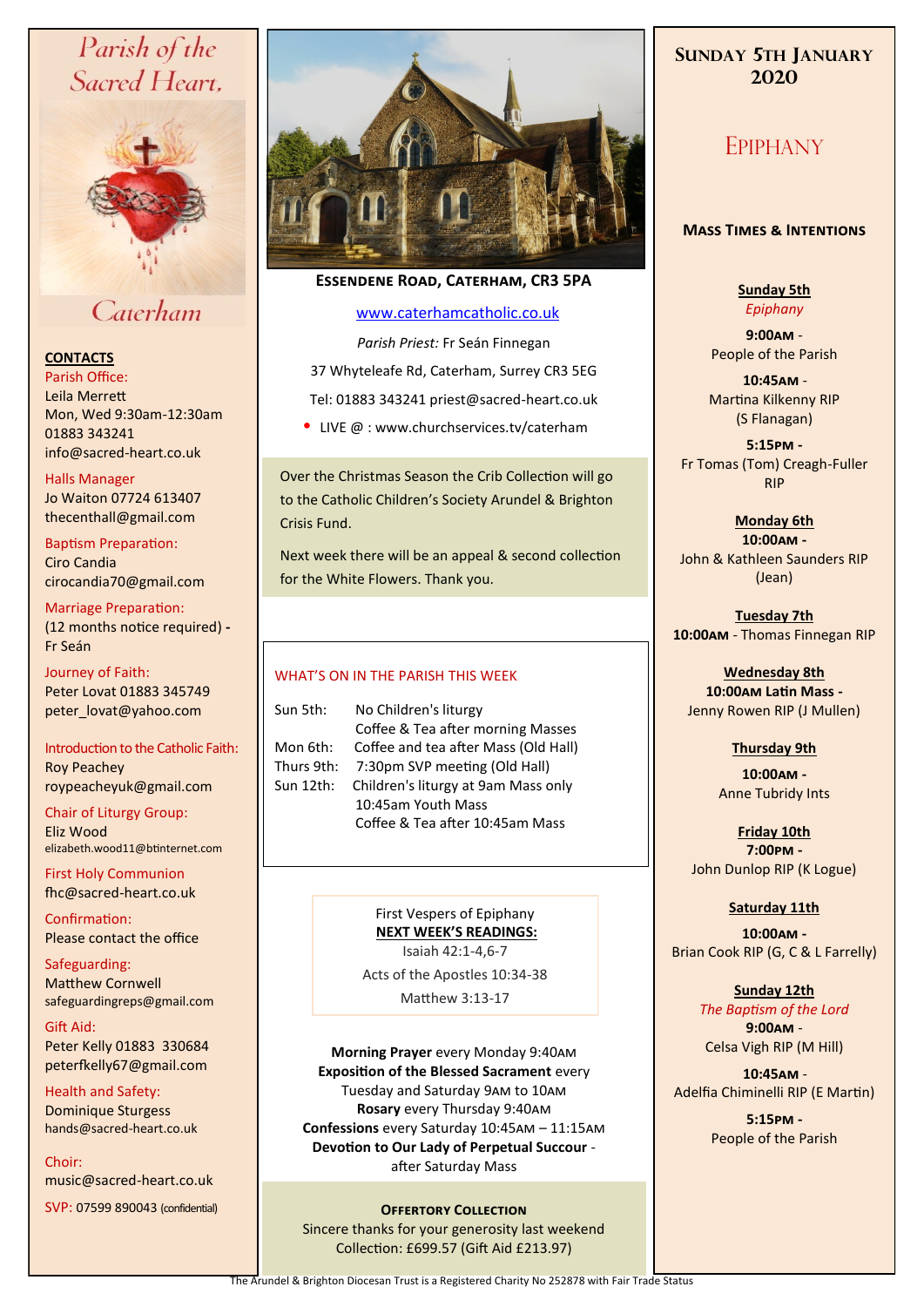# Parish of the Sacred Heart, Caterham

## CONTACTS

Parish Office:
Leila Merrett
Mon, Wed 9:30am-12:30am
01883 343241
info@sacred-heart.co.uk

Halls Manager
Jo Waiton 07724 613407
thecenthall@gmail.com

Baptism Preparation:
Ciro Candia
cirocandia70@gmail.com

Marriage Preparation:
(12 months notice required) - Fr Seán

Journey of Faith:
Peter Lovat 01883 345749
peter_lovat@yahoo.com

Introduction to the Catholic Faith:
Roy Peachey
roypeacheyuk@gmail.com

Chair of Liturgy Group:
Eliz Wood
elizabeth.wood11@btinternet.com

First Holy Communion
fhc@sacred-heart.co.uk

Confirmation:
Please contact the office

Safeguarding:
Matthew Cornwell
safeguardingreps@gmail.com

Gift Aid:
Peter Kelly 01883 330684
peterfkelly67@gmail.com

Health and Safety:
Dominique Sturgess
hands@sacred-heart.co.uk

Choir:
music@sacred-heart.co.uk

SVP: 07599 890043 (confidential)

**ESSENDENE ROAD, CATERHAM, CR3 5PA**

www.caterhamcatholic.co.uk

*Parish Priest:* Fr Seán Finnegan

37 Whyteleafe Rd, Caterham, Surrey CR3 5EG

Tel: 01883 343241 priest@sacred-heart.co.uk

- LIVE @ : www.churchservices.tv/caterham

Over the Christmas Season the Crib Collection will go to the Catholic Children's Society Arundel & Brighton Crisis Fund.

Next week there will be an appeal & second collection for the White Flowers. Thank you.

## WHAT'S ON IN THE PARISH THIS WEEK

| | |
|---|---|
| Sun 5th: | No Children's liturgy<br>Coffee & Tea after morning Masses |
| Mon 6th: | Coffee and tea after Mass (Old Hall) |
| Thurs 9th: | 7:30pm SVP meeting (Old Hall) |
| Sun 12th: | Children's liturgy at 9am Mass only<br>10:45am Youth Mass<br>Coffee & Tea after 10:45am Mass |

First Vespers of Epiphany

**NEXT WEEK'S READINGS:**

Isaiah 42:1-4,6-7

Acts of the Apostles 10:34-38

Matthew 3:13-17

**Morning Prayer** every Monday 9:40AM
**Exposition of the Blessed Sacrament** every Tuesday and Saturday 9AM to 10AM
**Rosary** every Thursday 9:40AM
**Confessions** every Saturday 10:45AM – 11:15AM
**Devotion to Our Lady of Perpetual Succour** - after Saturday Mass

**OFFERTORY COLLECTION**

Sincere thanks for your generosity last weekend
Collection: £699.57 (Gift Aid £213.97)

## SUNDAY 5TH JANUARY 2020

# EPIPHANY

### MASS TIMES & INTENTIONS

**Sunday 5th**
*Epiphany*

**9:00AM** -
People of the Parish

**10:45AM** -
Martina Kilkenny RIP
(S Flanagan)

**5:15PM** -
Fr Tomas (Tom) Creagh-Fuller RIP

**Monday 6th**
**10:00AM** -
John & Kathleen Saunders RIP
(Jean)

**Tuesday 7th**
**10:00AM** - Thomas Finnegan RIP

**Wednesday 8th**
**10:00AM Latin Mass** -
Jenny Rowen RIP (J Mullen)

**Thursday 9th**
**10:00AM** -
Anne Tubridy Ints

**Friday 10th**
**7:00PM** -
John Dunlop RIP (K Logue)

**Saturday 11th**
**10:00AM** -
Brian Cook RIP (G, C & L Farrelly)

**Sunday 12th**
*The Baptism of the Lord*
**9:00AM** -
Celsa Vigh RIP (M Hill)

**10:45AM** -
Adelfia Chiminelli RIP (E Martin)

**5:15PM** -
People of the Parish

The Arundel & Brighton Diocesan Trust is a Registered Charity No 252878 with Fair Trade Status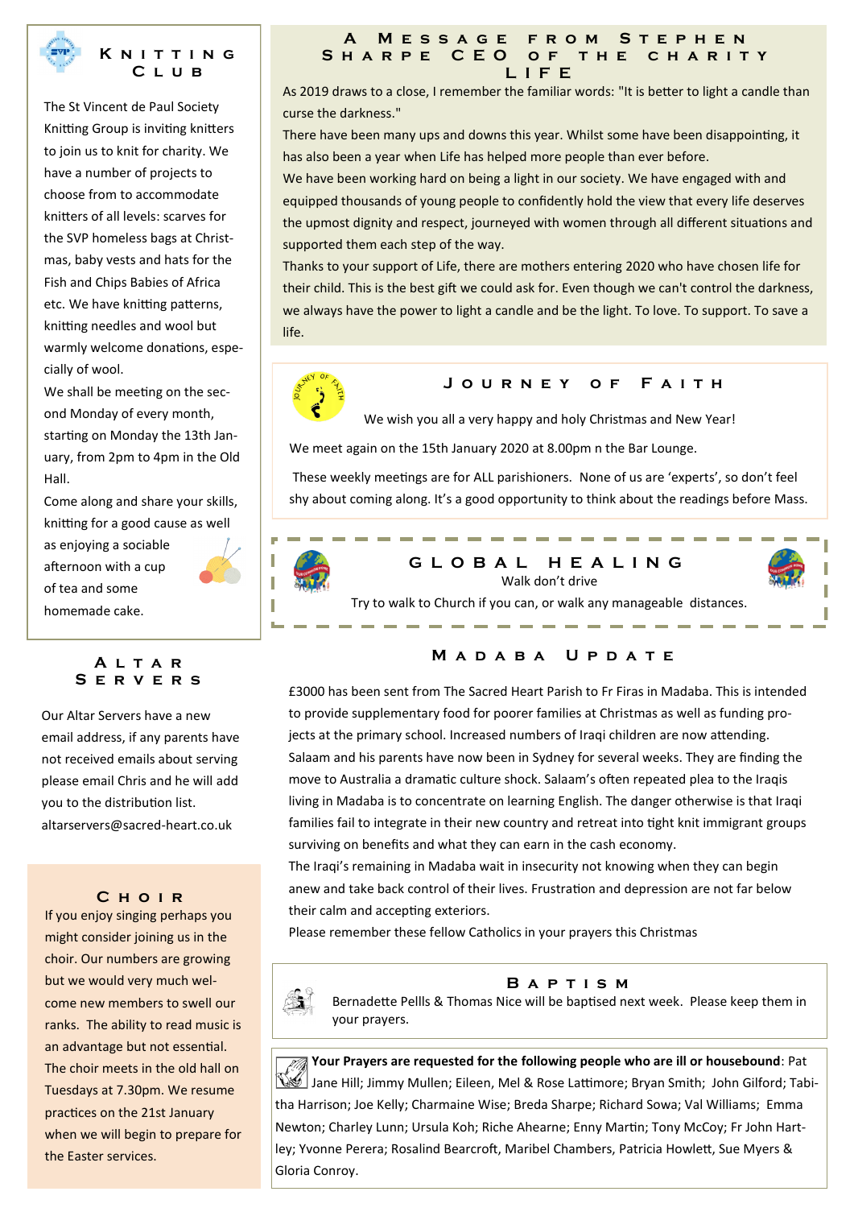## Knitting Club

The St Vincent de Paul Society Knitting Group is inviting knitters to join us to knit for charity. We have a number of projects to choose from to accommodate knitters of all levels: scarves for the SVP homeless bags at Christmas, baby vests and hats for the Fish and Chips Babies of Africa etc. We have knitting patterns, knitting needles and wool but warmly welcome donations, especially of wool.

We shall be meeting on the second Monday of every month, starting on Monday the 13th January, from 2pm to 4pm in the Old Hall.

Come along and share your skills, knitting for a good cause as well as enjoying a sociable afternoon with a cup of tea and some homemade cake.

## Altar Servers

Our Altar Servers have a new email address, if any parents have not received emails about serving please email Chris and he will add you to the distribution list. altarservers@sacred-heart.co.uk

## Choir

If you enjoy singing perhaps you might consider joining us in the choir. Our numbers are growing but we would very much welcome new members to swell our ranks. The ability to read music is an advantage but not essential. The choir meets in the old hall on Tuesdays at 7.30pm. We resume practices on the 21st January when we will begin to prepare for the Easter services.

## A Message from Stephen Sharpe CEO of the charity LIFE

As 2019 draws to a close, I remember the familiar words: "It is better to light a candle than curse the darkness."

There have been many ups and downs this year. Whilst some have been disappointing, it has also been a year when Life has helped more people than ever before.

We have been working hard on being a light in our society. We have engaged with and equipped thousands of young people to confidently hold the view that every life deserves the upmost dignity and respect, journeyed with women through all different situations and supported them each step of the way.

Thanks to your support of Life, there are mothers entering 2020 who have chosen life for their child. This is the best gift we could ask for. Even though we can't control the darkness, we always have the power to light a candle and be the light. To love. To support. To save a life.

## Journey of Faith

We wish you all a very happy and holy Christmas and New Year!

We meet again on the 15th January 2020 at 8.00pm n the Bar Lounge.

These weekly meetings are for ALL parishioners. None of us are 'experts', so don't feel shy about coming along. It's a good opportunity to think about the readings before Mass.

## Global Healing

Walk don't drive

Try to walk to Church if you can, or walk any manageable distances.

## Madaba Update

£3000 has been sent from The Sacred Heart Parish to Fr Firas in Madaba. This is intended to provide supplementary food for poorer families at Christmas as well as funding projects at the primary school. Increased numbers of Iraqi children are now attending.

Salaam and his parents have now been in Sydney for several weeks. They are finding the move to Australia a dramatic culture shock. Salaam's often repeated plea to the Iraqis living in Madaba is to concentrate on learning English. The danger otherwise is that Iraqi families fail to integrate in their new country and retreat into tight knit immigrant groups surviving on benefits and what they can earn in the cash economy.

The Iraqi's remaining in Madaba wait in insecurity not knowing when they can begin anew and take back control of their lives. Frustration and depression are not far below their calm and accepting exteriors.

Please remember these fellow Catholics in your prayers this Christmas

## Baptism

Bernadette Pellls & Thomas Nice will be baptised next week. Please keep them in your prayers.

**Your Prayers are requested for the following people who are ill or housebound**: Pat Jane Hill; Jimmy Mullen; Eileen, Mel & Rose Lattimore; Bryan Smith; John Gilford; Tabitha Harrison; Joe Kelly; Charmaine Wise; Breda Sharpe; Richard Sowa; Val Williams; Emma Newton; Charley Lunn; Ursula Koh; Riche Ahearne; Enny Martin; Tony McCoy; Fr John Hartley; Yvonne Perera; Rosalind Bearcroft, Maribel Chambers, Patricia Howlett, Sue Myers & Gloria Conroy.